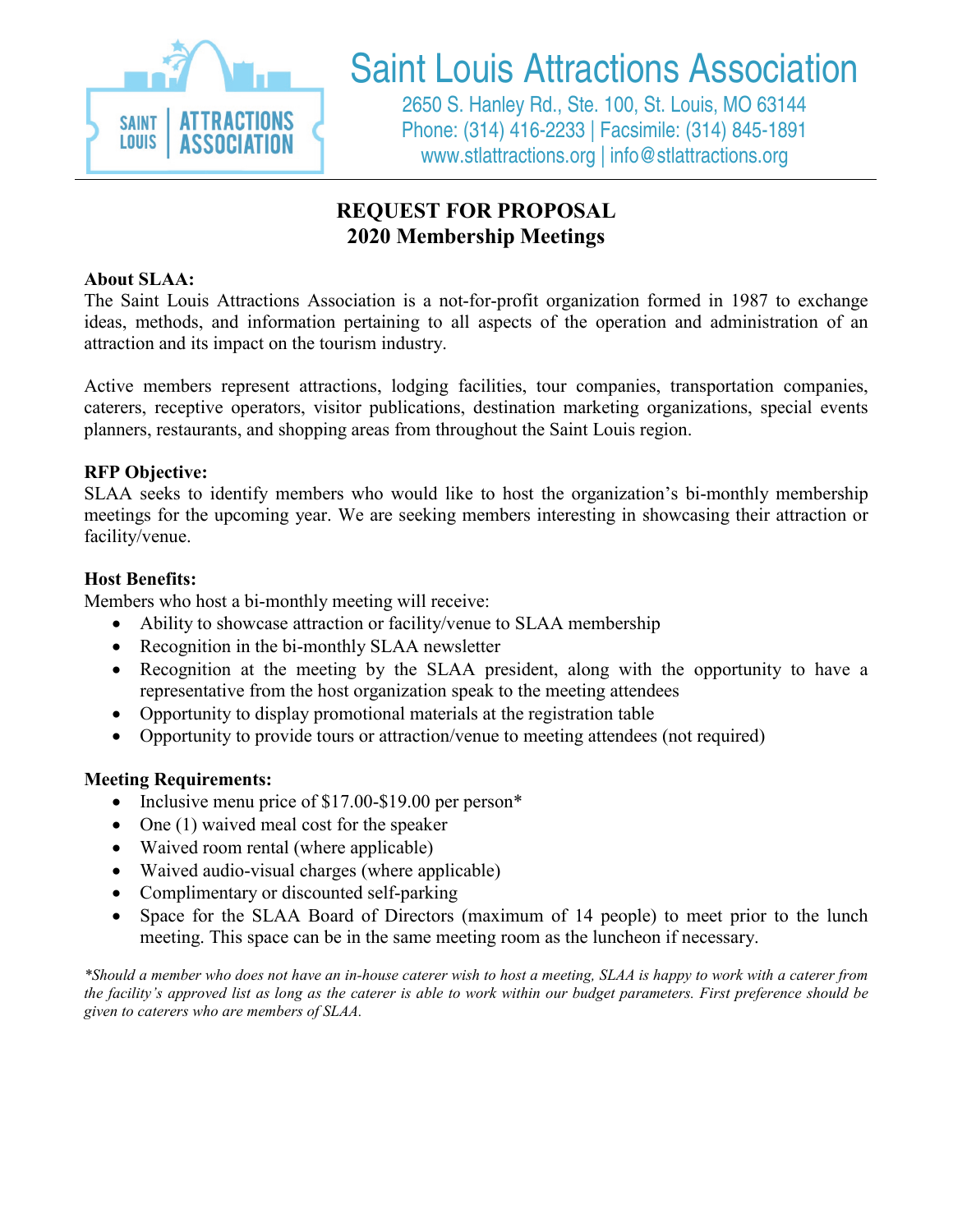# Saint Louis Attractions Association

2650 S. Hanley Rd., Ste. 100, St. Louis, MO 63144
Phone: (314) 416-2233 | Facsimile: (314) 845-1891
www.stlattractions.org | info@stlattractions.org

## REQUEST FOR PROPOSAL
## 2020 Membership Meetings

**About SLAA:**
The Saint Louis Attractions Association is a not-for-profit organization formed in 1987 to exchange ideas, methods, and information pertaining to all aspects of the operation and administration of an attraction and its impact on the tourism industry.

Active members represent attractions, lodging facilities, tour companies, transportation companies, caterers, receptive operators, visitor publications, destination marketing organizations, special events planners, restaurants, and shopping areas from throughout the Saint Louis region.

**RFP Objective:**
SLAA seeks to identify members who would like to host the organization's bi-monthly membership meetings for the upcoming year. We are seeking members interesting in showcasing their attraction or facility/venue.

**Host Benefits:**
Members who host a bi-monthly meeting will receive:

- Ability to showcase attraction or facility/venue to SLAA membership
- Recognition in the bi-monthly SLAA newsletter
- Recognition at the meeting by the SLAA president, along with the opportunity to have a representative from the host organization speak to the meeting attendees
- Opportunity to display promotional materials at the registration table
- Opportunity to provide tours or attraction/venue to meeting attendees (not required)

**Meeting Requirements:**

- Inclusive menu price of $17.00-$19.00 per person*
- One (1) waived meal cost for the speaker
- Waived room rental (where applicable)
- Waived audio-visual charges (where applicable)
- Complimentary or discounted self-parking
- Space for the SLAA Board of Directors (maximum of 14 people) to meet prior to the lunch meeting. This space can be in the same meeting room as the luncheon if necessary.

*\*Should a member who does not have an in-house caterer wish to host a meeting, SLAA is happy to work with a caterer from the facility's approved list as long as the caterer is able to work within our budget parameters. First preference should be given to caterers who are members of SLAA.*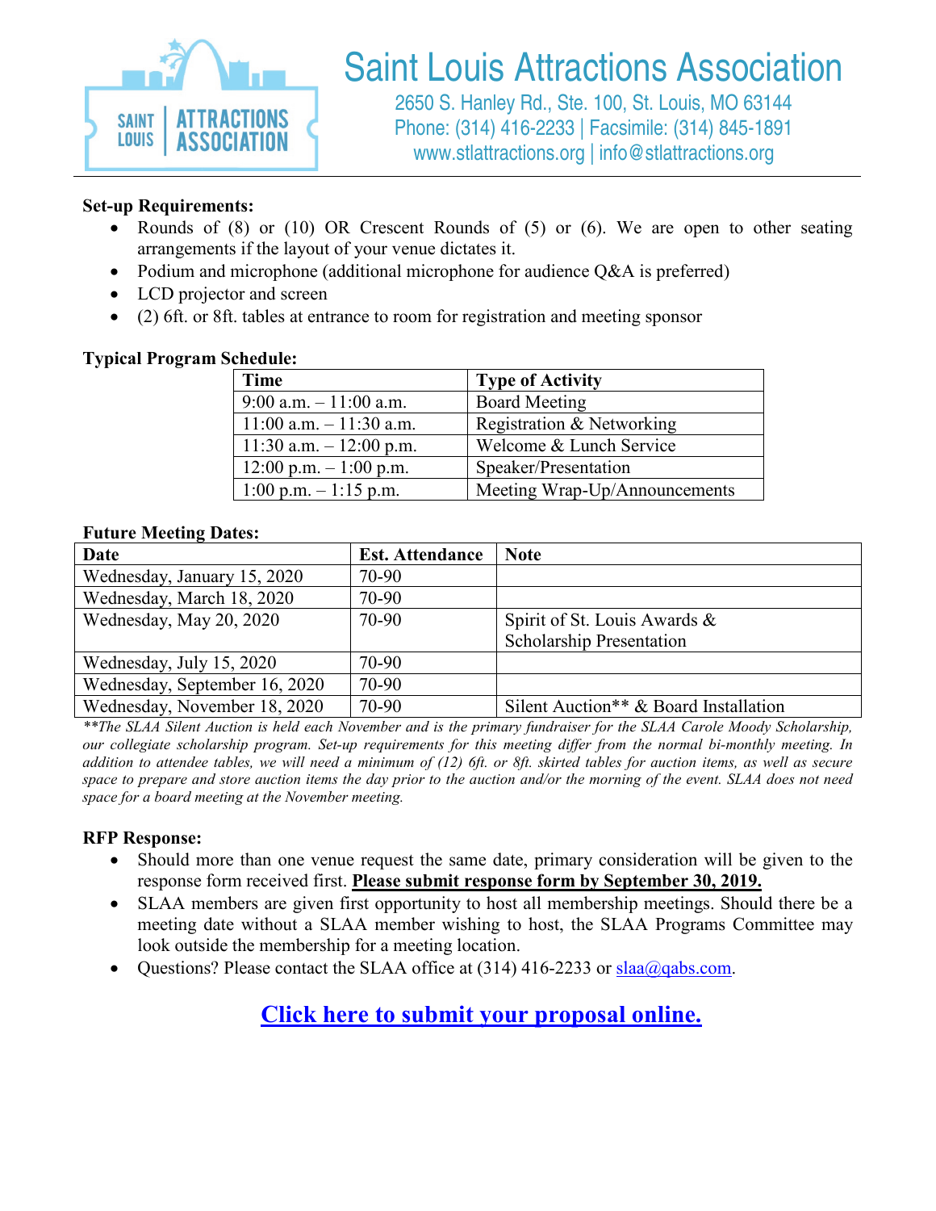# Saint Louis Attractions Association

2650 S. Hanley Rd., Ste. 100, St. Louis, MO 63144
Phone: (314) 416-2233 | Facsimile: (314) 845-1891
www.stlattractions.org | info@stlattractions.org

**Set-up Requirements:**

- Rounds of (8) or (10) OR Crescent Rounds of (5) or (6). We are open to other seating arrangements if the layout of your venue dictates it.
- Podium and microphone (additional microphone for audience Q&A is preferred)
- LCD projector and screen
- (2) 6ft. or 8ft. tables at entrance to room for registration and meeting sponsor

**Typical Program Schedule:**

| Time | Type of Activity |
|---|---|
| 9:00 a.m. – 11:00 a.m. | Board Meeting |
| 11:00 a.m. – 11:30 a.m. | Registration & Networking |
| 11:30 a.m. – 12:00 p.m. | Welcome & Lunch Service |
| 12:00 p.m. – 1:00 p.m. | Speaker/Presentation |
| 1:00 p.m. – 1:15 p.m. | Meeting Wrap-Up/Announcements |

**Future Meeting Dates:**

| Date | Est. Attendance | Note |
|---|---|---|
| Wednesday, January 15, 2020 | 70-90 | |
| Wednesday, March 18, 2020 | 70-90 | |
| Wednesday, May 20, 2020 | 70-90 | Spirit of St. Louis Awards & Scholarship Presentation |
| Wednesday, July 15, 2020 | 70-90 | |
| Wednesday, September 16, 2020 | 70-90 | |
| Wednesday, November 18, 2020 | 70-90 | Silent Auction** & Board Installation |

*\*\*The SLAA Silent Auction is held each November and is the primary fundraiser for the SLAA Carole Moody Scholarship, our collegiate scholarship program. Set-up requirements for this meeting differ from the normal bi-monthly meeting. In addition to attendee tables, we will need a minimum of (12) 6ft. or 8ft. skirted tables for auction items, as well as secure space to prepare and store auction items the day prior to the auction and/or the morning of the event. SLAA does not need space for a board meeting at the November meeting.*

**RFP Response:**

- Should more than one venue request the same date, primary consideration will be given to the response form received first. **Please submit response form by September 30, 2019.**
- SLAA members are given first opportunity to host all membership meetings. Should there be a meeting date without a SLAA member wishing to host, the SLAA Programs Committee may look outside the membership for a meeting location.
- Questions? Please contact the SLAA office at (314) 416-2233 or slaa@qabs.com.

**Click here to submit your proposal online.**